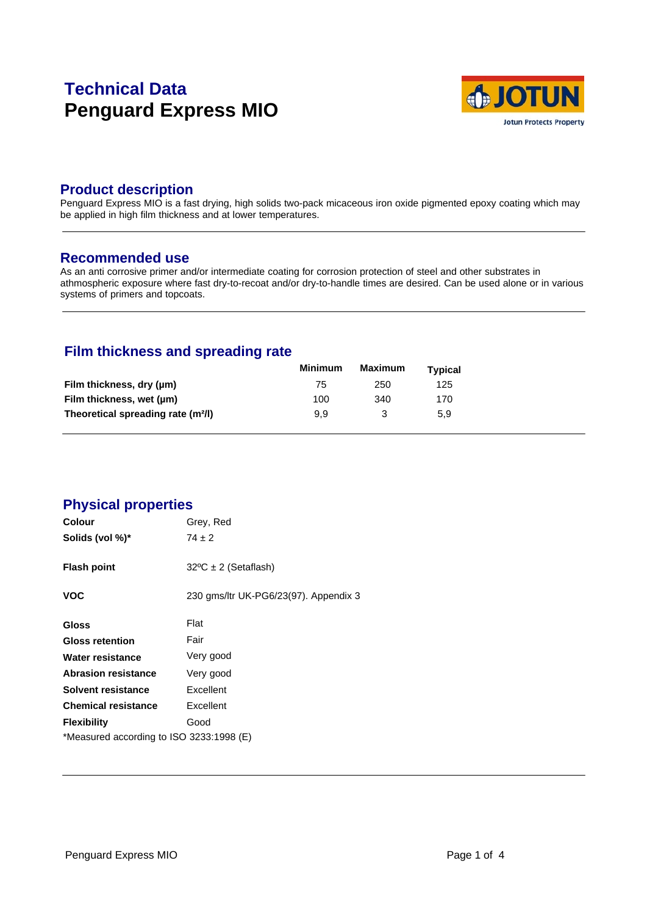# Technical Data
# Penguard Express MIO

## Product description

Penguard Express MIO is a fast drying, high solids two-pack micaceous iron oxide pigmented epoxy coating which may be applied in high film thickness and at lower temperatures.

## Recommended use

As an anti corrosive primer and/or intermediate coating for corrosion protection of steel and other substrates in athmospheric exposure where fast dry-to-recoat and/or dry-to-handle times are desired. Can be used alone or in various systems of primers and topcoats.

## Film thickness and spreading rate

| | Minimum | Maximum | Typical |
|---|---|---|---|
| **Film thickness, dry (µm)** | 75 | 250 | 125 |
| **Film thickness, wet (µm)** | 100 | 340 | 170 |
| **Theoretical spreading rate (m²/l)** | 9,9 | 3 | 5,9 |

## Physical properties

| | |
|---|---|
| **Colour** | Grey, Red |
| **Solids (vol %)*** | 74 ± 2 |
| **Flash point** | 32ºC ± 2 (Setaflash) |
| **VOC** | 230 gms/ltr UK-PG6/23(97). Appendix 3 |
| **Gloss** | Flat |
| **Gloss retention** | Fair |
| **Water resistance** | Very good |
| **Abrasion resistance** | Very good |
| **Solvent resistance** | Excellent |
| **Chemical resistance** | Excellent |
| **Flexibility** | Good |

*Measured according to ISO 3233:1998 (E)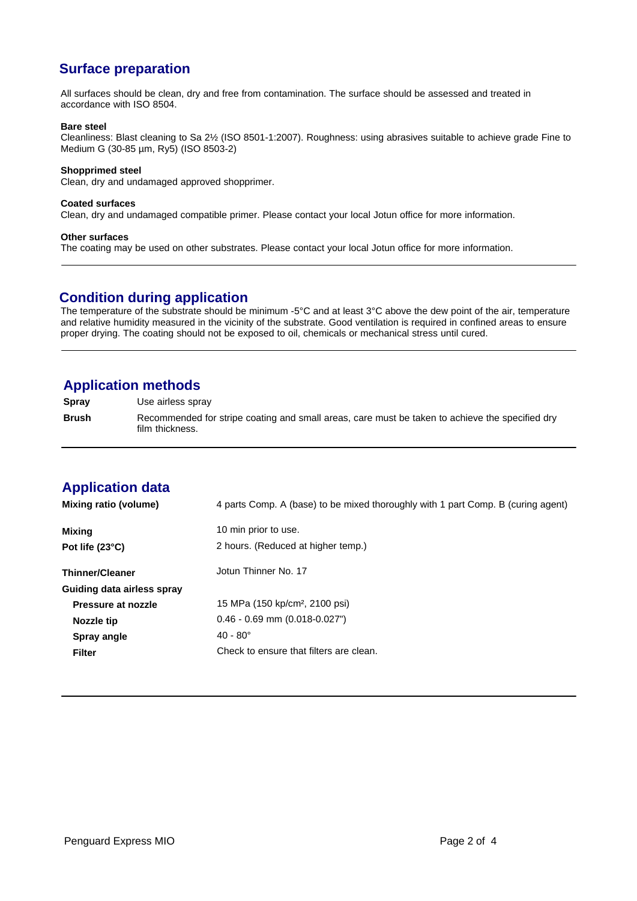## Surface preparation

All surfaces should be clean, dry and free from contamination. The surface should be assessed and treated in accordance with ISO 8504.

**Bare steel**
Cleanliness: Blast cleaning to Sa 2½ (ISO 8501-1:2007). Roughness: using abrasives suitable to achieve grade Fine to Medium G (30-85 µm, Ry5) (ISO 8503-2)

**Shopprimed steel**
Clean, dry and undamaged approved shopprimer.

**Coated surfaces**
Clean, dry and undamaged compatible primer. Please contact your local Jotun office for more information.

**Other surfaces**
The coating may be used on other substrates. Please contact your local Jotun office for more information.

## Condition during application

The temperature of the substrate should be minimum -5°C and at least 3°C above the dew point of the air, temperature and relative humidity measured in the vicinity of the substrate. Good ventilation is required in confined areas to ensure proper drying. The coating should not be exposed to oil, chemicals or mechanical stress until cured.

## Application methods

| | |
|---|---|
| **Spray** | Use airless spray |
| **Brush** | Recommended for stripe coating and small areas, care must be taken to achieve the specified dry film thickness. |

## Application data

| | |
|---|---|
| **Mixing ratio (volume)** | 4 parts Comp. A (base) to be mixed thoroughly with 1 part Comp. B (curing agent) |
| **Mixing** | 10 min prior to use. |
| **Pot life (23°C)** | 2 hours. (Reduced at higher temp.) |
| **Thinner/Cleaner** | Jotun Thinner No. 17 |
| **Guiding data airless spray** | |
| **Pressure at nozzle** | 15 MPa (150 kp/cm², 2100 psi) |
| **Nozzle tip** | 0.46 - 0.69 mm (0.018-0.027") |
| **Spray angle** | 40 - 80° |
| **Filter** | Check to ensure that filters are clean. |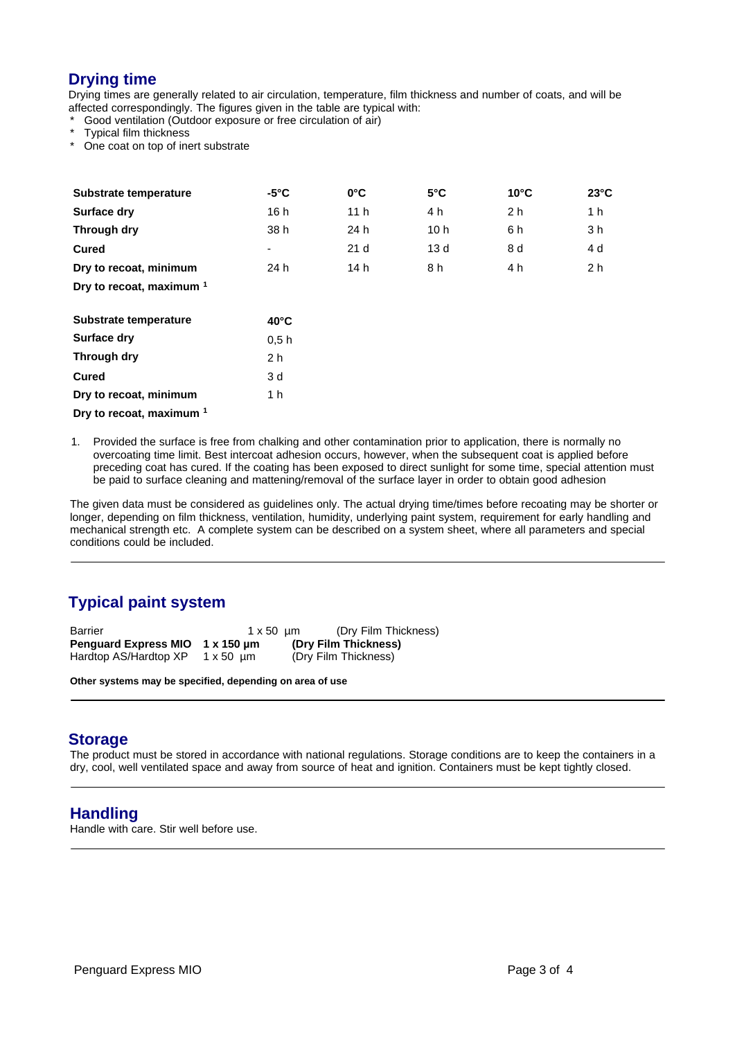## Drying time

Drying times are generally related to air circulation, temperature, film thickness and number of coats, and will be affected correspondingly. The figures given in the table are typical with:

* Good ventilation (Outdoor exposure or free circulation of air)
* Typical film thickness
* One coat on top of inert substrate

| Substrate temperature | -5°C | 0°C | 5°C | 10°C | 23°C |
|---|---|---|---|---|---|
| Surface dry | 16 h | 11 h | 4 h | 2 h | 1 h |
| Through dry | 38 h | 24 h | 10 h | 6 h | 3 h |
| Cured | - | 21 d | 13 d | 8 d | 4 d |
| Dry to recoat, minimum | 24 h | 14 h | 8 h | 4 h | 2 h |
| Dry to recoat, maximum [1] | | | | | |

| Substrate temperature | 40°C |
|---|---|
| Surface dry | 0,5 h |
| Through dry | 2 h |
| Cured | 3 d |
| Dry to recoat, minimum | 1 h |
| Dry to recoat, maximum [1] | |

1. Provided the surface is free from chalking and other contamination prior to application, there is normally no overcoating time limit. Best intercoat adhesion occurs, however, when the subsequent coat is applied before preceding coat has cured. If the coating has been exposed to direct sunlight for some time, special attention must be paid to surface cleaning and mattening/removal of the surface layer in order to obtain good adhesion

The given data must be considered as guidelines only. The actual drying time/times before recoating may be shorter or longer, depending on film thickness, ventilation, humidity, underlying paint system, requirement for early handling and mechanical strength etc. A complete system can be described on a system sheet, where all parameters and special conditions could be included.

## Typical paint system

| | | |
|---|---|---|
| Barrier | 1 x 50 µm | (Dry Film Thickness) |
| **Penguard Express MIO** | **1 x 150 µm** | **(Dry Film Thickness)** |
| Hardtop AS/Hardtop XP | 1 x 50 µm | (Dry Film Thickness) |

**Other systems may be specified, depending on area of use**

## Storage

The product must be stored in accordance with national regulations. Storage conditions are to keep the containers in a dry, cool, well ventilated space and away from source of heat and ignition. Containers must be kept tightly closed.

## Handling

Handle with care. Stir well before use.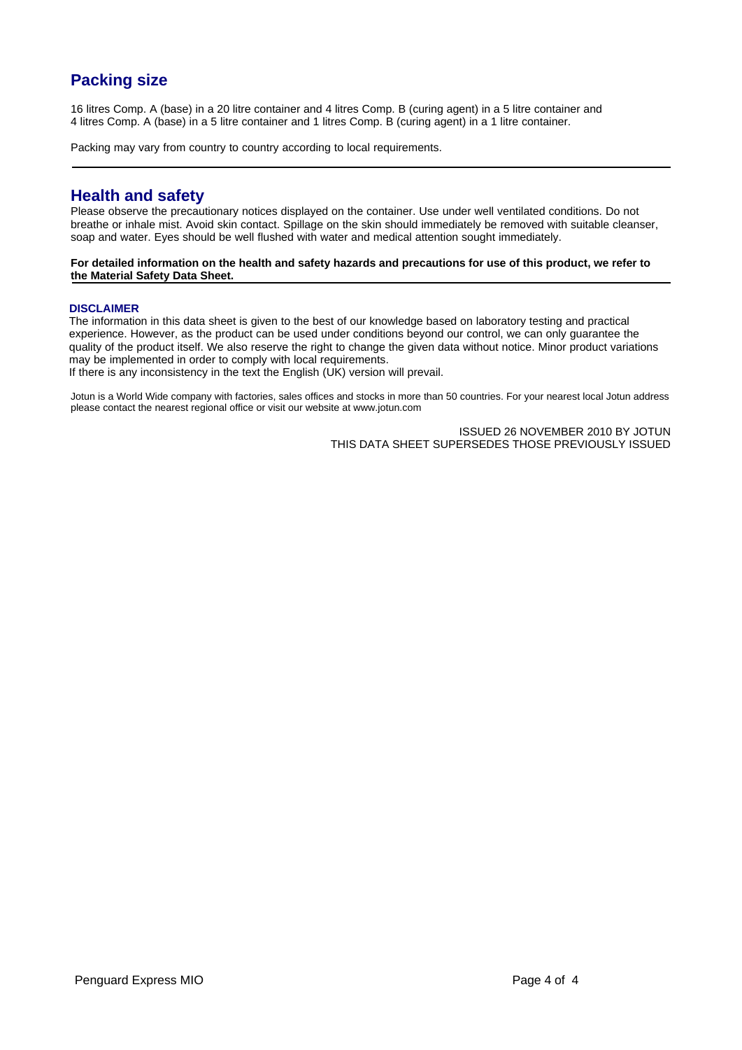## Packing size

16 litres Comp. A (base) in a 20 litre container and 4 litres Comp. B (curing agent) in a 5 litre container and 4 litres Comp. A (base) in a 5 litre container and 1 litres Comp. B (curing agent) in a 1 litre container.

Packing may vary from country to country according to local requirements.

---

## Health and safety

Please observe the precautionary notices displayed on the container. Use under well ventilated conditions. Do not breathe or inhale mist. Avoid skin contact. Spillage on the skin should immediately be removed with suitable cleanser, soap and water. Eyes should be well flushed with water and medical attention sought immediately.

**For detailed information on the health and safety hazards and precautions for use of this product, we refer to the Material Safety Data Sheet.**

---

**DISCLAIMER**

The information in this data sheet is given to the best of our knowledge based on laboratory testing and practical experience. However, as the product can be used under conditions beyond our control, we can only guarantee the quality of the product itself. We also reserve the right to change the given data without notice. Minor product variations may be implemented in order to comply with local requirements.
If there is any inconsistency in the text the English (UK) version will prevail.

Jotun is a World Wide company with factories, sales offices and stocks in more than 50 countries. For your nearest local Jotun address please contact the nearest regional office or visit our website at www.jotun.com

ISSUED 26 NOVEMBER 2010 BY JOTUN
THIS DATA SHEET SUPERSEDES THOSE PREVIOUSLY ISSUED